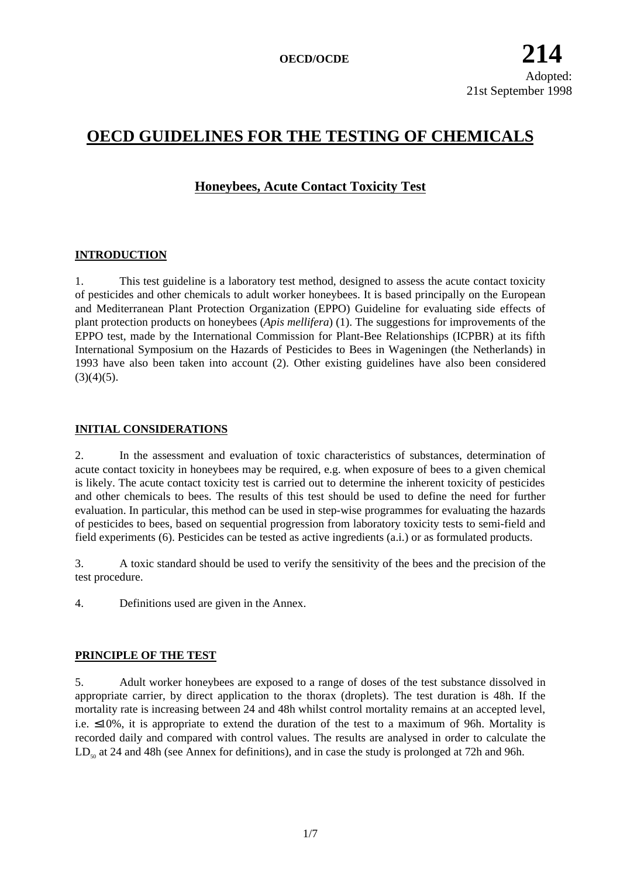OECD/OCDE **214**

Adopted:
21st September 1998

# OECD GUIDELINES FOR THE TESTING OF CHEMICALS

## Honeybees, Acute Contact Toxicity Test

### INTRODUCTION

1. This test guideline is a laboratory test method, designed to assess the acute contact toxicity of pesticides and other chemicals to adult worker honeybees. It is based principally on the European and Mediterranean Plant Protection Organization (EPPO) Guideline for evaluating side effects of plant protection products on honeybees (*Apis mellifera*) (1). The suggestions for improvements of the EPPO test, made by the International Commission for Plant-Bee Relationships (ICPBR) at its fifth International Symposium on the Hazards of Pesticides to Bees in Wageningen (the Netherlands) in 1993 have also been taken into account (2). Other existing guidelines have also been considered (3)(4)(5).

### INITIAL CONSIDERATIONS

2. In the assessment and evaluation of toxic characteristics of substances, determination of acute contact toxicity in honeybees may be required, e.g. when exposure of bees to a given chemical is likely. The acute contact toxicity test is carried out to determine the inherent toxicity of pesticides and other chemicals to bees. The results of this test should be used to define the need for further evaluation. In particular, this method can be used in step-wise programmes for evaluating the hazards of pesticides to bees, based on sequential progression from laboratory toxicity tests to semi-field and field experiments (6). Pesticides can be tested as active ingredients (a.i.) or as formulated products.

3. A toxic standard should be used to verify the sensitivity of the bees and the precision of the test procedure.

4. Definitions used are given in the Annex.

### PRINCIPLE OF THE TEST

5. Adult worker honeybees are exposed to a range of doses of the test substance dissolved in appropriate carrier, by direct application to the thorax (droplets). The test duration is 48h. If the mortality rate is increasing between 24 and 48h whilst control mortality remains at an accepted level, i.e. $\leq$10%, it is appropriate to extend the duration of the test to a maximum of 96h. Mortality is recorded daily and compared with control values. The results are analysed in order to calculate the $LD_{50}$ at 24 and 48h (see Annex for definitions), and in case the study is prolonged at 72h and 96h.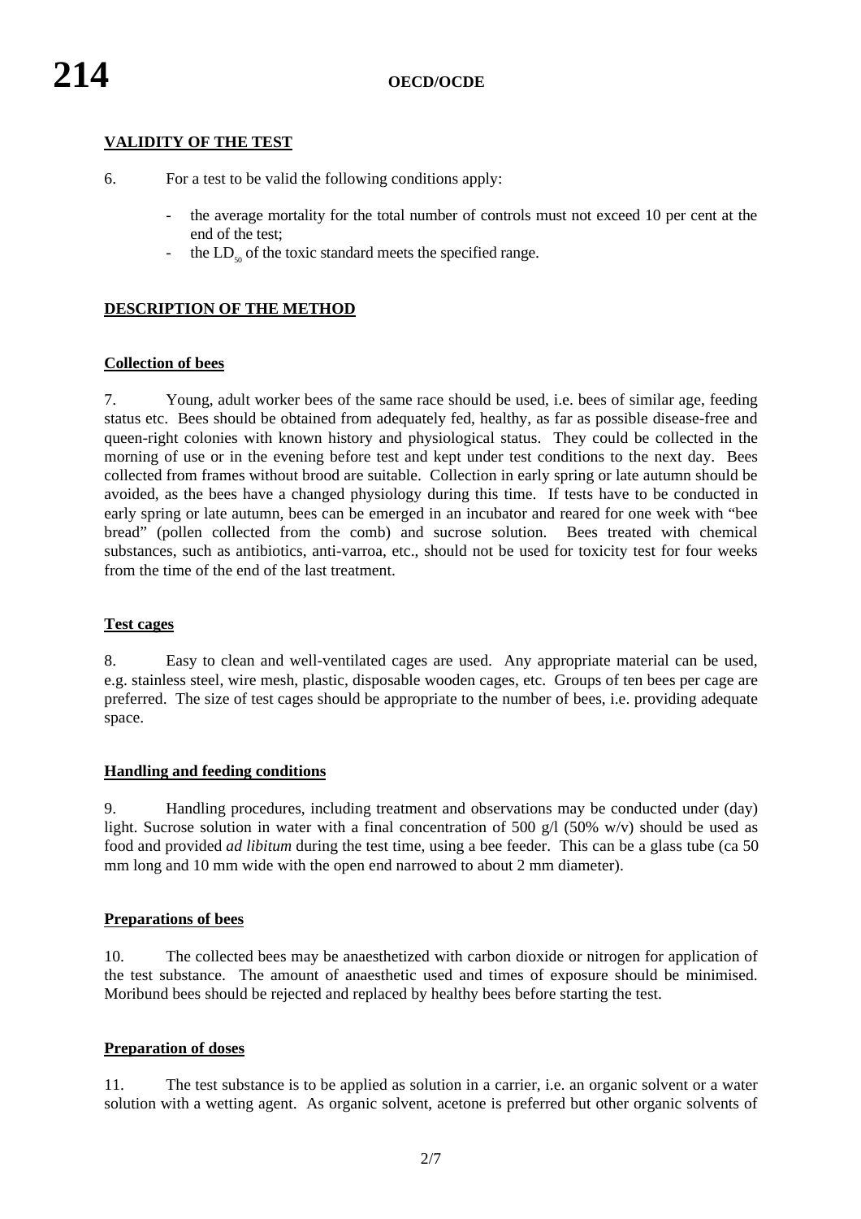## VALIDITY OF THE TEST

6. For a test to be valid the following conditions apply:

- the average mortality for the total number of controls must not exceed 10 per cent at the end of the test;
- the $LD_{50}$ of the toxic standard meets the specified range.

## DESCRIPTION OF THE METHOD

### Collection of bees

7. Young, adult worker bees of the same race should be used, i.e. bees of similar age, feeding status etc. Bees should be obtained from adequately fed, healthy, as far as possible disease-free and queen-right colonies with known history and physiological status. They could be collected in the morning of use or in the evening before test and kept under test conditions to the next day. Bees collected from frames without brood are suitable. Collection in early spring or late autumn should be avoided, as the bees have a changed physiology during this time. If tests have to be conducted in early spring or late autumn, bees can be emerged in an incubator and reared for one week with "bee bread" (pollen collected from the comb) and sucrose solution. Bees treated with chemical substances, such as antibiotics, anti-varroa, etc., should not be used for toxicity test for four weeks from the time of the end of the last treatment.

### Test cages

8. Easy to clean and well-ventilated cages are used. Any appropriate material can be used, e.g. stainless steel, wire mesh, plastic, disposable wooden cages, etc. Groups of ten bees per cage are preferred. The size of test cages should be appropriate to the number of bees, i.e. providing adequate space.

### Handling and feeding conditions

9. Handling procedures, including treatment and observations may be conducted under (day) light. Sucrose solution in water with a final concentration of 500 g/l (50% w/v) should be used as food and provided *ad libitum* during the test time, using a bee feeder. This can be a glass tube (ca 50 mm long and 10 mm wide with the open end narrowed to about 2 mm diameter).

### Preparations of bees

10. The collected bees may be anaesthetized with carbon dioxide or nitrogen for application of the test substance. The amount of anaesthetic used and times of exposure should be minimised. Moribund bees should be rejected and replaced by healthy bees before starting the test.

### Preparation of doses

11. The test substance is to be applied as solution in a carrier, i.e. an organic solvent or a water solution with a wetting agent. As organic solvent, acetone is preferred but other organic solvents of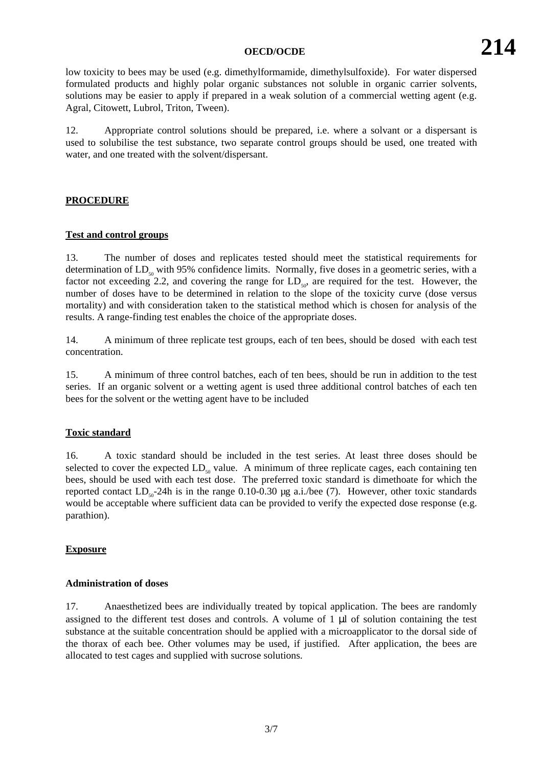low toxicity to bees may be used (e.g. dimethylformamide, dimethylsulfoxide). For water dispersed formulated products and highly polar organic substances not soluble in organic carrier solvents, solutions may be easier to apply if prepared in a weak solution of a commercial wetting agent (e.g. Agral, Citowett, Lubrol, Triton, Tween).

12. Appropriate control solutions should be prepared, i.e. where a solvant or a dispersant is used to solubilise the test substance, two separate control groups should be used, one treated with water, and one treated with the solvent/dispersant.

## PROCEDURE

### Test and control groups

13. The number of doses and replicates tested should meet the statistical requirements for determination of $LD_{50}$ with 95% confidence limits. Normally, five doses in a geometric series, with a factor not exceeding 2.2, and covering the range for $LD_{50}$, are required for the test. However, the number of doses have to be determined in relation to the slope of the toxicity curve (dose versus mortality) and with consideration taken to the statistical method which is chosen for analysis of the results. A range-finding test enables the choice of the appropriate doses.

14. A minimum of three replicate test groups, each of ten bees, should be dosed with each test concentration.

15. A minimum of three control batches, each of ten bees, should be run in addition to the test series. If an organic solvent or a wetting agent is used three additional control batches of each ten bees for the solvent or the wetting agent have to be included

### Toxic standard

16. A toxic standard should be included in the test series. At least three doses should be selected to cover the expected $LD_{50}$ value. A minimum of three replicate cages, each containing ten bees, should be used with each test dose. The preferred toxic standard is dimethoate for which the reported contact $LD_{50}$-24h is in the range 0.10-0.30 µg a.i./bee (7). However, other toxic standards would be acceptable where sufficient data can be provided to verify the expected dose response (e.g. parathion).

### Exposure

#### Administration of doses

17. Anaesthetized bees are individually treated by topical application. The bees are randomly assigned to the different test doses and controls. A volume of 1 µl of solution containing the test substance at the suitable concentration should be applied with a microapplicator to the dorsal side of the thorax of each bee. Other volumes may be used, if justified. After application, the bees are allocated to test cages and supplied with sucrose solutions.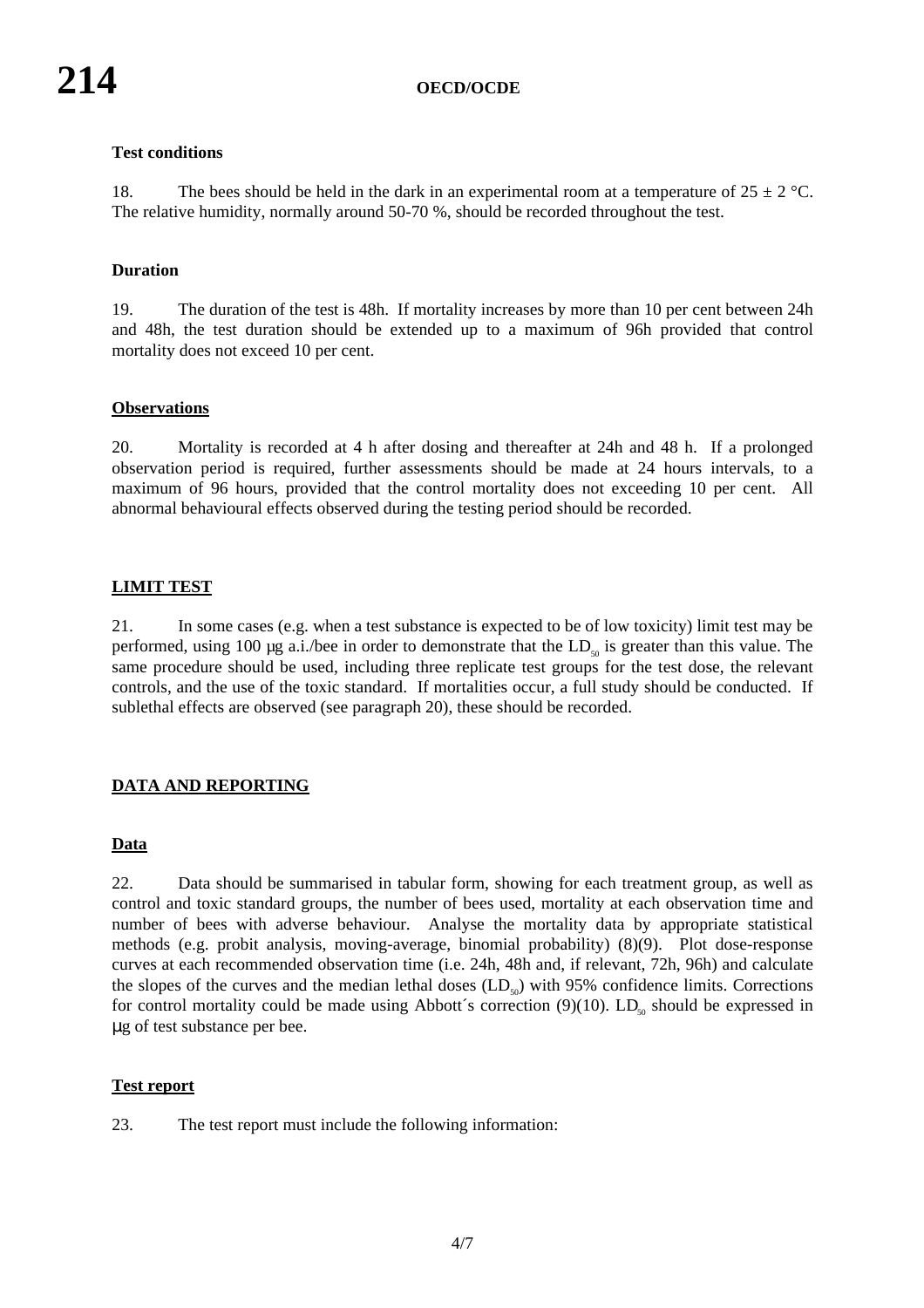### Test conditions

18. The bees should be held in the dark in an experimental room at a temperature of $25 \pm 2$ °C. The relative humidity, normally around 50-70 %, should be recorded throughout the test.

### Duration

19. The duration of the test is 48h. If mortality increases by more than 10 per cent between 24h and 48h, the test duration should be extended up to a maximum of 96h provided that control mortality does not exceed 10 per cent.

### Observations

20. Mortality is recorded at 4 h after dosing and thereafter at 24h and 48 h. If a prolonged observation period is required, further assessments should be made at 24 hours intervals, to a maximum of 96 hours, provided that the control mortality does not exceeding 10 per cent. All abnormal behavioural effects observed during the testing period should be recorded.

## LIMIT TEST

21. In some cases (e.g. when a test substance is expected to be of low toxicity) limit test may be performed, using 100 µg a.i./bee in order to demonstrate that the $LD_{50}$ is greater than this value. The same procedure should be used, including three replicate test groups for the test dose, the relevant controls, and the use of the toxic standard. If mortalities occur, a full study should be conducted. If sublethal effects are observed (see paragraph 20), these should be recorded.

## DATA AND REPORTING

### Data

22. Data should be summarised in tabular form, showing for each treatment group, as well as control and toxic standard groups, the number of bees used, mortality at each observation time and number of bees with adverse behaviour. Analyse the mortality data by appropriate statistical methods (e.g. probit analysis, moving-average, binomial probability) (8)(9). Plot dose-response curves at each recommended observation time (i.e. 24h, 48h and, if relevant, 72h, 96h) and calculate the slopes of the curves and the median lethal doses ($LD_{50}$) with 95% confidence limits. Corrections for control mortality could be made using Abbott´s correction (9)(10). $LD_{50}$ should be expressed in µg of test substance per bee.

### Test report

23. The test report must include the following information: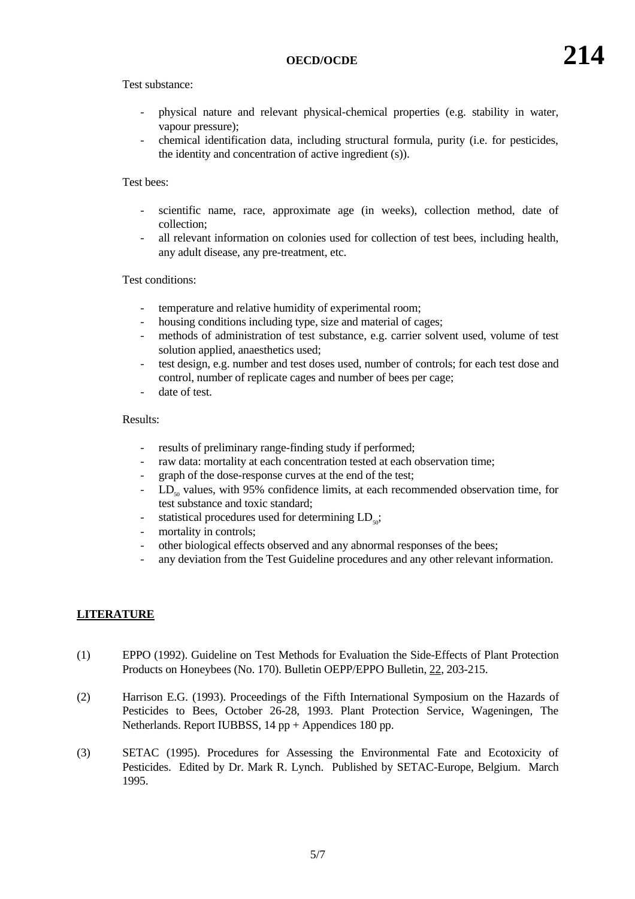Test substance:

- physical nature and relevant physical-chemical properties (e.g. stability in water, vapour pressure);
- chemical identification data, including structural formula, purity (i.e. for pesticides, the identity and concentration of active ingredient (s)).

Test bees:

- scientific name, race, approximate age (in weeks), collection method, date of collection;
- all relevant information on colonies used for collection of test bees, including health, any adult disease, any pre-treatment, etc.

Test conditions:

- temperature and relative humidity of experimental room;
- housing conditions including type, size and material of cages;
- methods of administration of test substance, e.g. carrier solvent used, volume of test solution applied, anaesthetics used;
- test design, e.g. number and test doses used, number of controls; for each test dose and control, number of replicate cages and number of bees per cage;
- date of test.

Results:

- results of preliminary range-finding study if performed;
- raw data: mortality at each concentration tested at each observation time;
- graph of the dose-response curves at the end of the test;
- $LD_{50}$ values, with 95% confidence limits, at each recommended observation time, for test substance and toxic standard;
- statistical procedures used for determining $LD_{50}$;
- mortality in controls;
- other biological effects observed and any abnormal responses of the bees;
- any deviation from the Test Guideline procedures and any other relevant information.

## LITERATURE

(1) EPPO (1992). Guideline on Test Methods for Evaluation the Side-Effects of Plant Protection Products on Honeybees (No. 170). Bulletin OEPP/EPPO Bulletin, 22, 203-215.

(2) Harrison E.G. (1993). Proceedings of the Fifth International Symposium on the Hazards of Pesticides to Bees, October 26-28, 1993. Plant Protection Service, Wageningen, The Netherlands. Report IUBBSS, 14 pp + Appendices 180 pp.

(3) SETAC (1995). Procedures for Assessing the Environmental Fate and Ecotoxicity of Pesticides. Edited by Dr. Mark R. Lynch. Published by SETAC-Europe, Belgium. March 1995.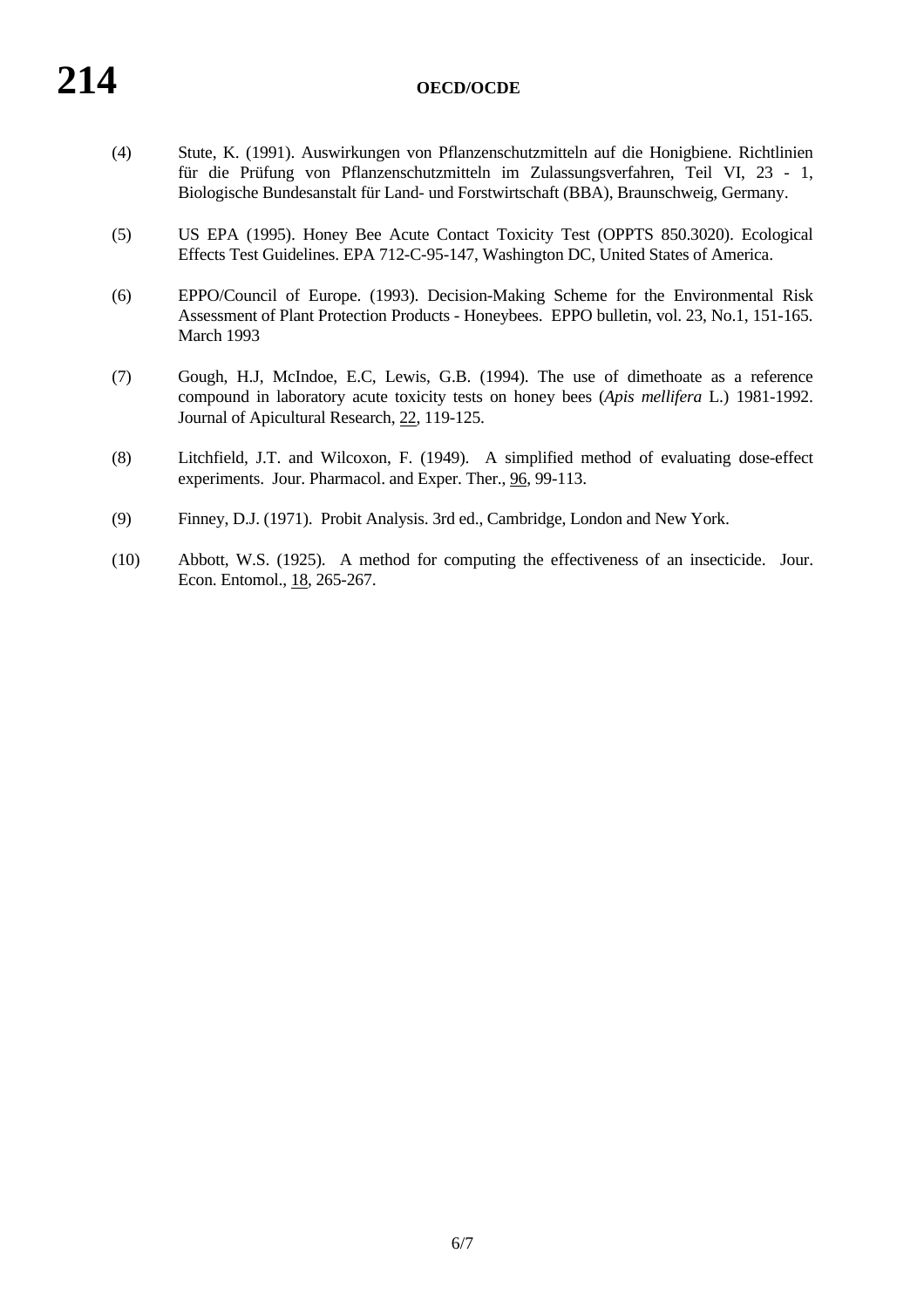(4) Stute, K. (1991). Auswirkungen von Pflanzenschutzmitteln auf die Honigbiene. Richtlinien für die Prüfung von Pflanzenschutzmitteln im Zulassungsverfahren, Teil VI, 23 - 1, Biologische Bundesanstalt für Land- und Forstwirtschaft (BBA), Braunschweig, Germany.

(5) US EPA (1995). Honey Bee Acute Contact Toxicity Test (OPPTS 850.3020). Ecological Effects Test Guidelines. EPA 712-C-95-147, Washington DC, United States of America.

(6) EPPO/Council of Europe. (1993). Decision-Making Scheme for the Environmental Risk Assessment of Plant Protection Products - Honeybees. EPPO bulletin, vol. 23, No.1, 151-165. March 1993

(7) Gough, H.J, McIndoe, E.C, Lewis, G.B. (1994). The use of dimethoate as a reference compound in laboratory acute toxicity tests on honey bees (*Apis mellifera* L.) 1981-1992. Journal of Apicultural Research, 22, 119-125.

(8) Litchfield, J.T. and Wilcoxon, F. (1949). A simplified method of evaluating dose-effect experiments. Jour. Pharmacol. and Exper. Ther., 96, 99-113.

(9) Finney, D.J. (1971). Probit Analysis. 3rd ed., Cambridge, London and New York.

(10) Abbott, W.S. (1925). A method for computing the effectiveness of an insecticide. Jour. Econ. Entomol., 18, 265-267.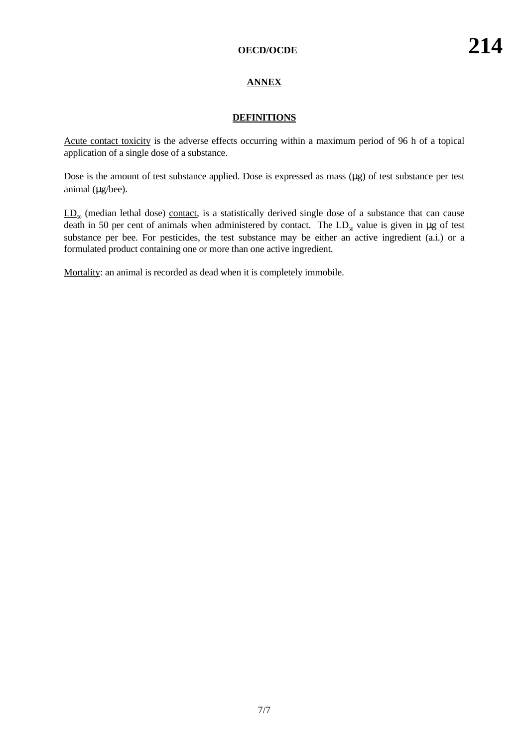## ANNEX

### DEFINITIONS

Acute contact toxicity is the adverse effects occurring within a maximum period of 96 h of a topical application of a single dose of a substance.

Dose is the amount of test substance applied. Dose is expressed as mass (μg) of test substance per test animal (μg/bee).

$LD_{50}$ (median lethal dose) contact, is a statistically derived single dose of a substance that can cause death in 50 per cent of animals when administered by contact. The $LD_{50}$ value is given in μg of test substance per bee. For pesticides, the test substance may be either an active ingredient (a.i.) or a formulated product containing one or more than one active ingredient.

Mortality: an animal is recorded as dead when it is completely immobile.